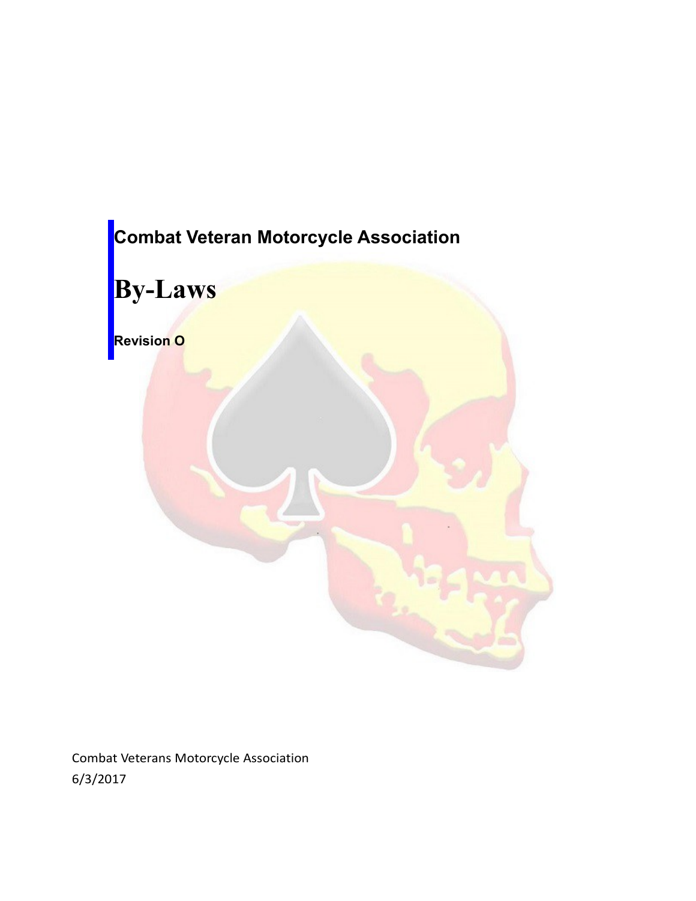**Combat Veteran Motorcycle Association**

# By-Laws

**Revision O**

Combat Veterans Motorcycle Association

6/3/2017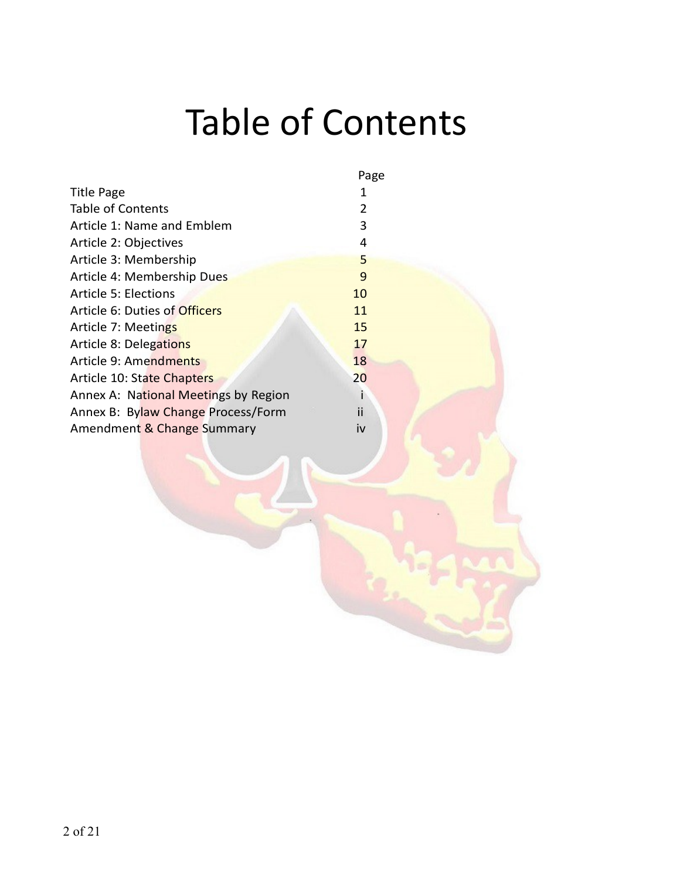# Table of Contents

| | Page |
|---|---|
| Title Page | 1 |
| Table of Contents | 2 |
| Article 1: Name and Emblem | 3 |
| Article 2: Objectives | 4 |
| Article 3: Membership | 5 |
| Article 4: Membership Dues | 9 |
| Article 5: Elections | 10 |
| Article 6: Duties of Officers | 11 |
| Article 7: Meetings | 15 |
| Article 8: Delegations | 17 |
| Article 9: Amendments | 18 |
| Article 10: State Chapters | 20 |
| Annex A: National Meetings by Region | i |
| Annex B: Bylaw Change Process/Form | ii |
| Amendment & Change Summary | iv |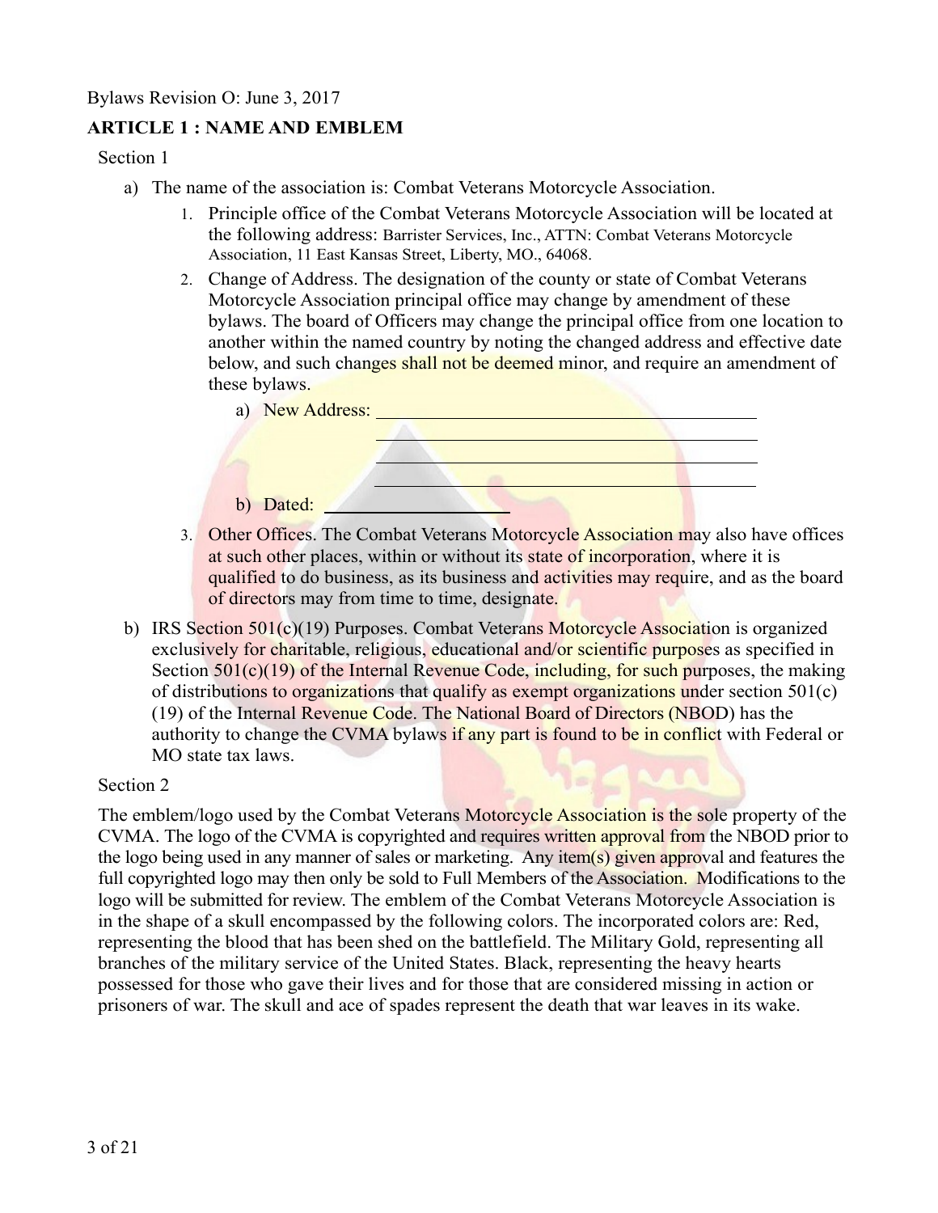Bylaws Revision O: June 3, 2017

## ARTICLE 1 : NAME AND EMBLEM

Section 1

a) The name of the association is: Combat Veterans Motorcycle Association.

1. Principle office of the Combat Veterans Motorcycle Association will be located at the following address: Barrister Services, Inc., ATTN: Combat Veterans Motorcycle Association, 11 East Kansas Street, Liberty, MO., 64068.
2. Change of Address. The designation of the county or state of Combat Veterans Motorcycle Association principal office may change by amendment of these bylaws. The board of Officers may change the principal office from one location to another within the named country by noting the changed address and effective date below, and such changes shall not be deemed minor, and require an amendment of these bylaws.
   a) New Address: ______________________________
   ______________________________
   ______________________________
   ______________________________
   b) Dated: ______________
3. Other Offices. The Combat Veterans Motorcycle Association may also have offices at such other places, within or without its state of incorporation, where it is qualified to do business, as its business and activities may require, and as the board of directors may from time to time, designate.

b) IRS Section 501(c)(19) Purposes. Combat Veterans Motorcycle Association is organized exclusively for charitable, religious, educational and/or scientific purposes as specified in Section 501(c)(19) of the Internal Revenue Code, including, for such purposes, the making of distributions to organizations that qualify as exempt organizations under section 501(c)(19) of the Internal Revenue Code. The National Board of Directors (NBOD) has the authority to change the CVMA bylaws if any part is found to be in conflict with Federal or MO state tax laws.

Section 2

The emblem/logo used by the Combat Veterans Motorcycle Association is the sole property of the CVMA. The logo of the CVMA is copyrighted and requires written approval from the NBOD prior to the logo being used in any manner of sales or marketing. Any item(s) given approval and features the full copyrighted logo may then only be sold to Full Members of the Association. Modifications to the logo will be submitted for review. The emblem of the Combat Veterans Motorcycle Association is in the shape of a skull encompassed by the following colors. The incorporated colors are: Red, representing the blood that has been shed on the battlefield. The Military Gold, representing all branches of the military service of the United States. Black, representing the heavy hearts possessed for those who gave their lives and for those that are considered missing in action or prisoners of war. The skull and ace of spades represent the death that war leaves in its wake.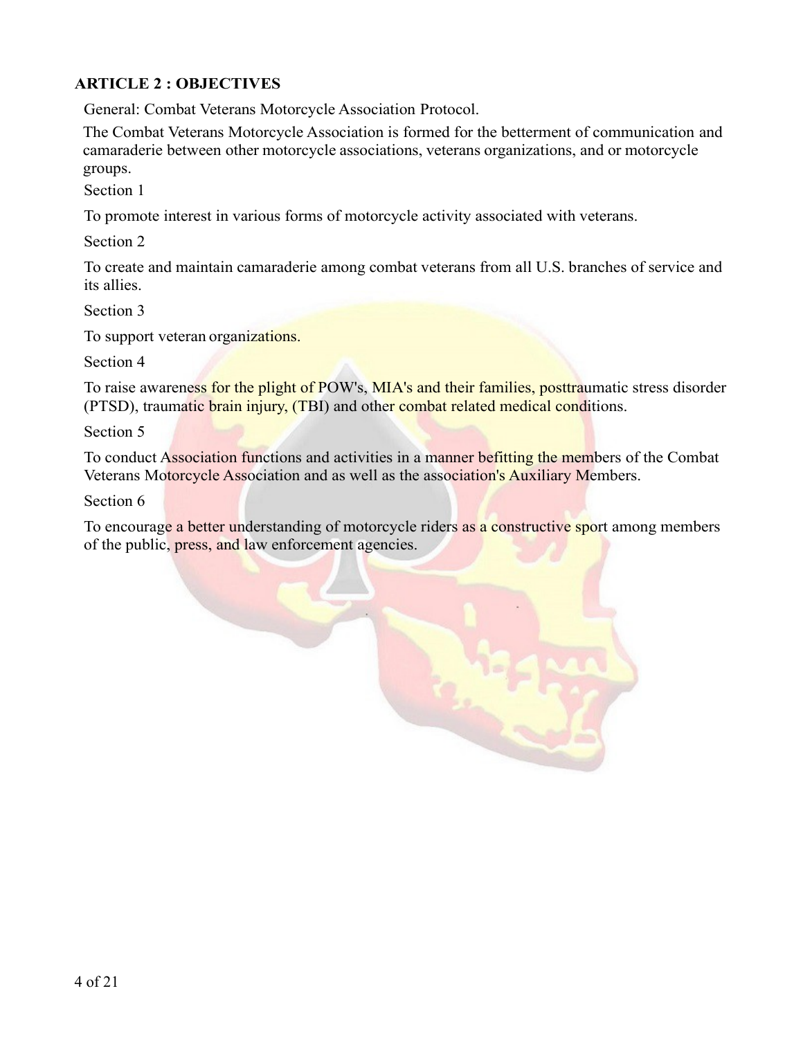## ARTICLE 2 : OBJECTIVES

General: Combat Veterans Motorcycle Association Protocol.

The Combat Veterans Motorcycle Association is formed for the betterment of communication and camaraderie between other motorcycle associations, veterans organizations, and or motorcycle groups.

Section 1

To promote interest in various forms of motorcycle activity associated with veterans.

Section 2

To create and maintain camaraderie among combat veterans from all U.S. branches of service and its allies.

Section 3

To support veteran organizations.

Section 4

To raise awareness for the plight of POW's, MIA's and their families, posttraumatic stress disorder (PTSD), traumatic brain injury, (TBI) and other combat related medical conditions.

Section 5

To conduct Association functions and activities in a manner befitting the members of the Combat Veterans Motorcycle Association and as well as the association's Auxiliary Members.

Section 6

To encourage a better understanding of motorcycle riders as a constructive sport among members of the public, press, and law enforcement agencies.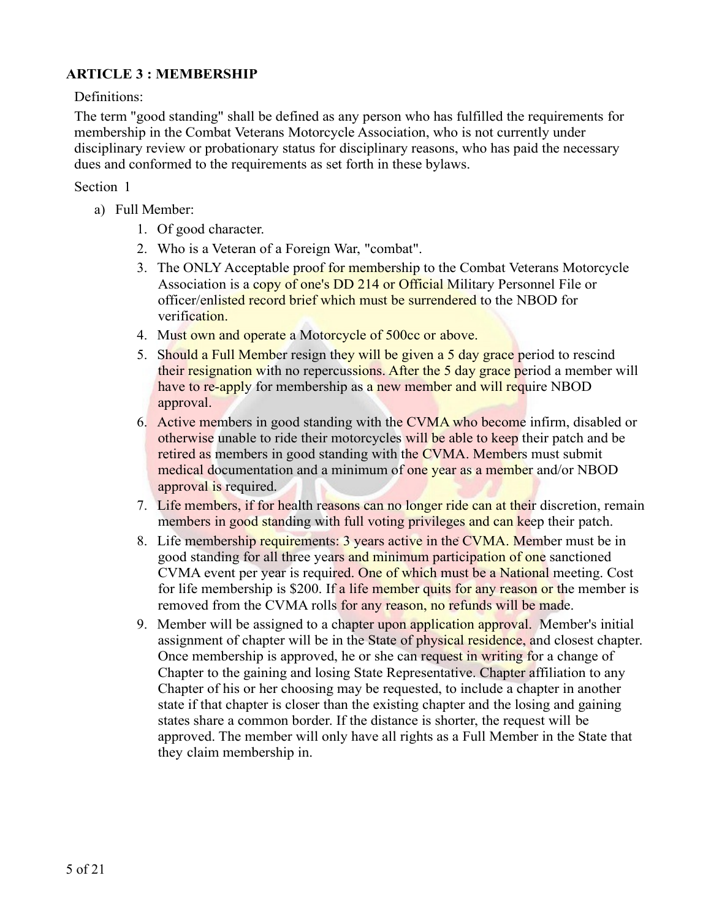## ARTICLE 3 : MEMBERSHIP

Definitions:

The term "good standing" shall be defined as any person who has fulfilled the requirements for membership in the Combat Veterans Motorcycle Association, who is not currently under disciplinary review or probationary status for disciplinary reasons, who has paid the necessary dues and conformed to the requirements as set forth in these bylaws.

Section 1

a) Full Member:

1. Of good character.
2. Who is a Veteran of a Foreign War, "combat".
3. The ONLY Acceptable proof for membership to the Combat Veterans Motorcycle Association is a copy of one's DD 214 or Official Military Personnel File or officer/enlisted record brief which must be surrendered to the NBOD for verification.
4. Must own and operate a Motorcycle of 500cc or above.
5. Should a Full Member resign they will be given a 5 day grace period to rescind their resignation with no repercussions. After the 5 day grace period a member will have to re-apply for membership as a new member and will require NBOD approval.
6. Active members in good standing with the CVMA who become infirm, disabled or otherwise unable to ride their motorcycles will be able to keep their patch and be retired as members in good standing with the CVMA. Members must submit medical documentation and a minimum of one year as a member and/or NBOD approval is required.
7. Life members, if for health reasons can no longer ride can at their discretion, remain members in good standing with full voting privileges and can keep their patch.
8. Life membership requirements: 3 years active in the CVMA. Member must be in good standing for all three years and minimum participation of one sanctioned CVMA event per year is required. One of which must be a National meeting. Cost for life membership is $200. If a life member quits for any reason or the member is removed from the CVMA rolls for any reason, no refunds will be made.
9. Member will be assigned to a chapter upon application approval. Member's initial assignment of chapter will be in the State of physical residence, and closest chapter. Once membership is approved, he or she can request in writing for a change of Chapter to the gaining and losing State Representative. Chapter affiliation to any Chapter of his or her choosing may be requested, to include a chapter in another state if that chapter is closer than the existing chapter and the losing and gaining states share a common border. If the distance is shorter, the request will be approved. The member will only have all rights as a Full Member in the State that they claim membership in.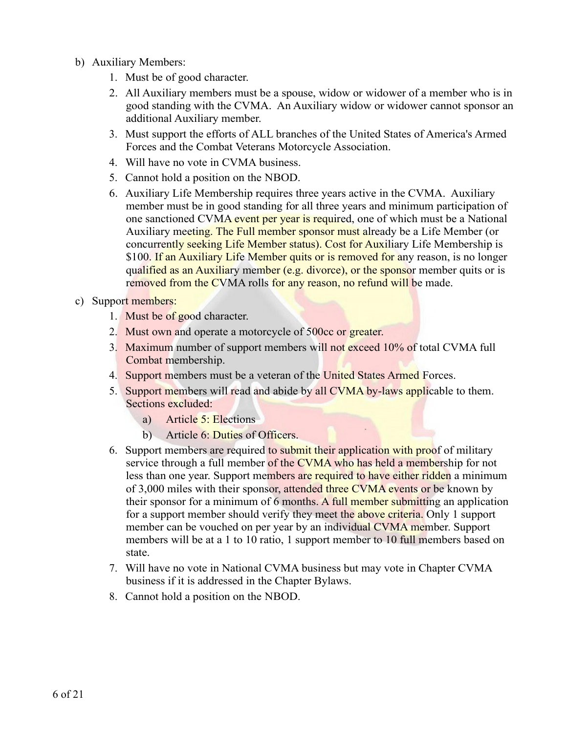b) Auxiliary Members:
   1. Must be of good character.
   2. All Auxiliary members must be a spouse, widow or widower of a member who is in good standing with the CVMA. An Auxiliary widow or widower cannot sponsor an additional Auxiliary member.
   3. Must support the efforts of ALL branches of the United States of America's Armed Forces and the Combat Veterans Motorcycle Association.
   4. Will have no vote in CVMA business.
   5. Cannot hold a position on the NBOD.
   6. Auxiliary Life Membership requires three years active in the CVMA. Auxiliary member must be in good standing for all three years and minimum participation of one sanctioned CVMA event per year is required, one of which must be a National Auxiliary meeting. The Full member sponsor must already be a Life Member (or concurrently seeking Life Member status). Cost for Auxiliary Life Membership is $100. If an Auxiliary Life Member quits or is removed for any reason, is no longer qualified as an Auxiliary member (e.g. divorce), or the sponsor member quits or is removed from the CVMA rolls for any reason, no refund will be made.

c) Support members:
   1. Must be of good character.
   2. Must own and operate a motorcycle of 500cc or greater.
   3. Maximum number of support members will not exceed 10% of total CVMA full Combat membership.
   4. Support members must be a veteran of the United States Armed Forces.
   5. Support members will read and abide by all CVMA by-laws applicable to them. Sections excluded:
      a) Article 5: Elections
      b) Article 6: Duties of Officers.
   6. Support members are required to submit their application with proof of military service through a full member of the CVMA who has held a membership for not less than one year. Support members are required to have either ridden a minimum of 3,000 miles with their sponsor, attended three CVMA events or be known by their sponsor for a minimum of 6 months. A full member submitting an application for a support member should verify they meet the above criteria. Only 1 support member can be vouched on per year by an individual CVMA member. Support members will be at a 1 to 10 ratio, 1 support member to 10 full members based on state.
   7. Will have no vote in National CVMA business but may vote in Chapter CVMA business if it is addressed in the Chapter Bylaws.
   8. Cannot hold a position on the NBOD.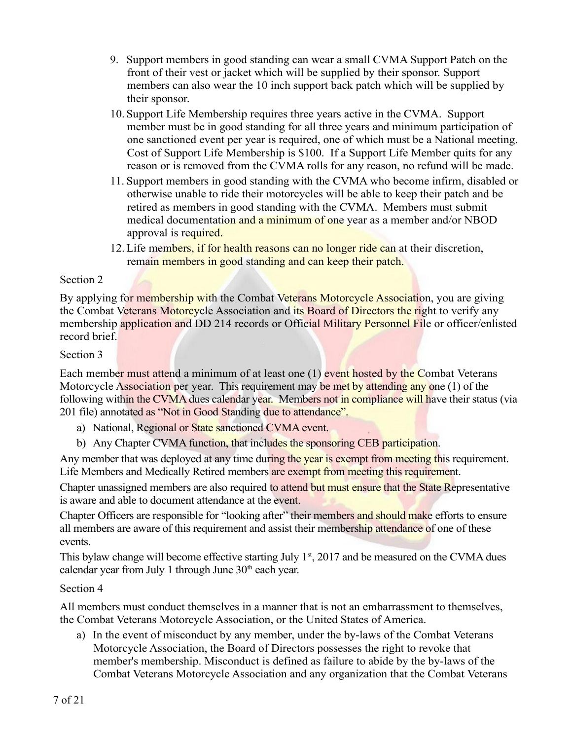9. Support members in good standing can wear a small CVMA Support Patch on the front of their vest or jacket which will be supplied by their sponsor. Support members can also wear the 10 inch support back patch which will be supplied by their sponsor.
10. Support Life Membership requires three years active in the CVMA. Support member must be in good standing for all three years and minimum participation of one sanctioned event per year is required, one of which must be a National meeting. Cost of Support Life Membership is $100. If a Support Life Member quits for any reason or is removed from the CVMA rolls for any reason, no refund will be made.
11. Support members in good standing with the CVMA who become infirm, disabled or otherwise unable to ride their motorcycles will be able to keep their patch and be retired as members in good standing with the CVMA. Members must submit medical documentation and a minimum of one year as a member and/or NBOD approval is required.
12. Life members, if for health reasons can no longer ride can at their discretion, remain members in good standing and can keep their patch.

Section 2

By applying for membership with the Combat Veterans Motorcycle Association, you are giving the Combat Veterans Motorcycle Association and its Board of Directors the right to verify any membership application and DD 214 records or Official Military Personnel File or officer/enlisted record brief.

Section 3

Each member must attend a minimum of at least one (1) event hosted by the Combat Veterans Motorcycle Association per year. This requirement may be met by attending any one (1) of the following within the CVMA dues calendar year. Members not in compliance will have their status (via 201 file) annotated as "Not in Good Standing due to attendance".

a) National, Regional or State sanctioned CVMA event.
b) Any Chapter CVMA function, that includes the sponsoring CEB participation.

Any member that was deployed at any time during the year is exempt from meeting this requirement. Life Members and Medically Retired members are exempt from meeting this requirement.

Chapter unassigned members are also required to attend but must ensure that the State Representative is aware and able to document attendance at the event.

Chapter Officers are responsible for "looking after" their members and should make efforts to ensure all members are aware of this requirement and assist their membership attendance of one of these events.

This bylaw change will become effective starting July 1st, 2017 and be measured on the CVMA dues calendar year from July 1 through June 30th each year.

Section 4

All members must conduct themselves in a manner that is not an embarrassment to themselves, the Combat Veterans Motorcycle Association, or the United States of America.

a) In the event of misconduct by any member, under the by-laws of the Combat Veterans Motorcycle Association, the Board of Directors possesses the right to revoke that member's membership. Misconduct is defined as failure to abide by the by-laws of the Combat Veterans Motorcycle Association and any organization that the Combat Veterans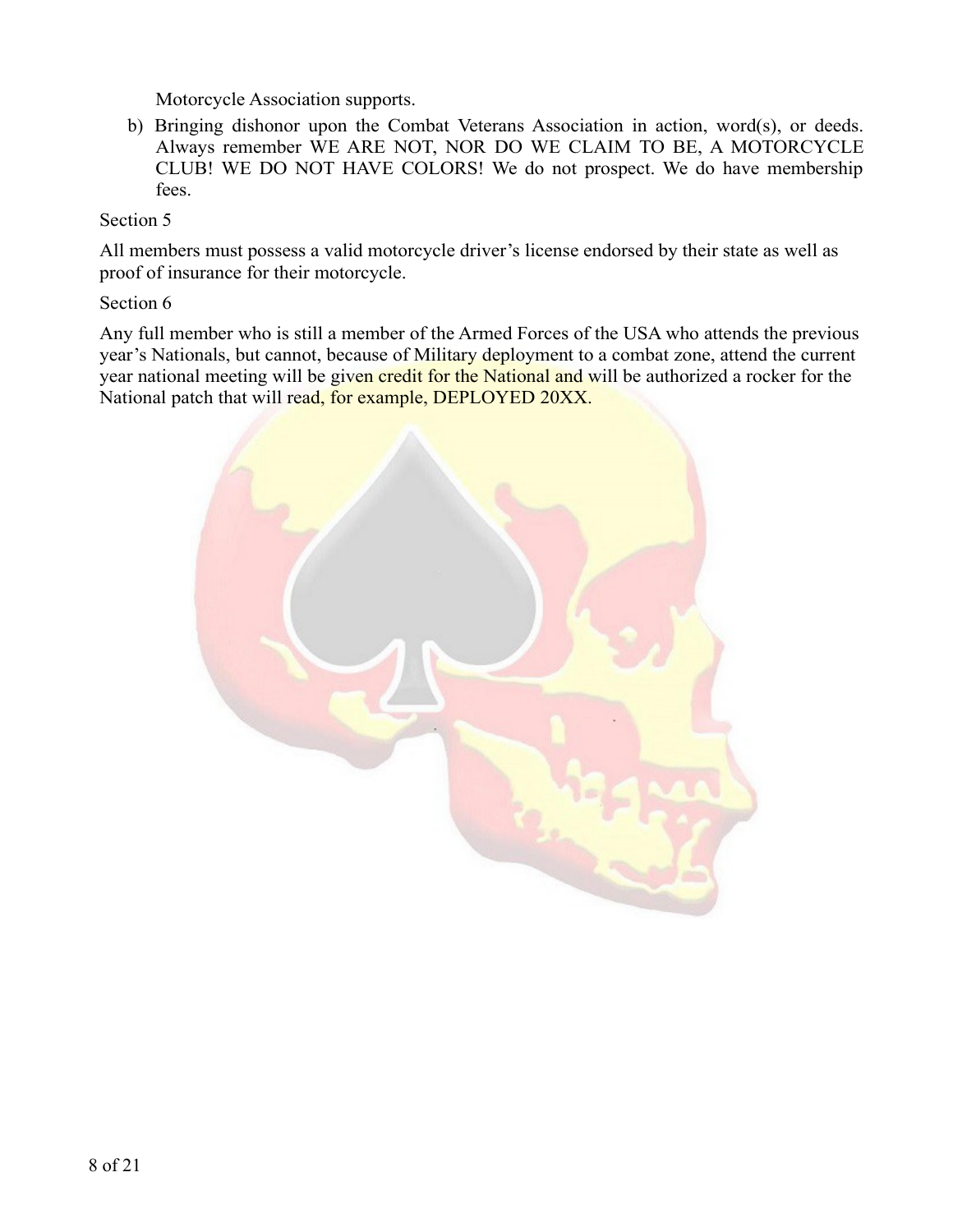Motorcycle Association supports.

b) Bringing dishonor upon the Combat Veterans Association in action, word(s), or deeds. Always remember WE ARE NOT, NOR DO WE CLAIM TO BE, A MOTORCYCLE CLUB! WE DO NOT HAVE COLORS! We do not prospect. We do have membership fees.

Section 5

All members must possess a valid motorcycle driver's license endorsed by their state as well as proof of insurance for their motorcycle.

Section 6

Any full member who is still a member of the Armed Forces of the USA who attends the previous year's Nationals, but cannot, because of Military deployment to a combat zone, attend the current year national meeting will be given credit for the National and will be authorized a rocker for the National patch that will read, for example, DEPLOYED 20XX.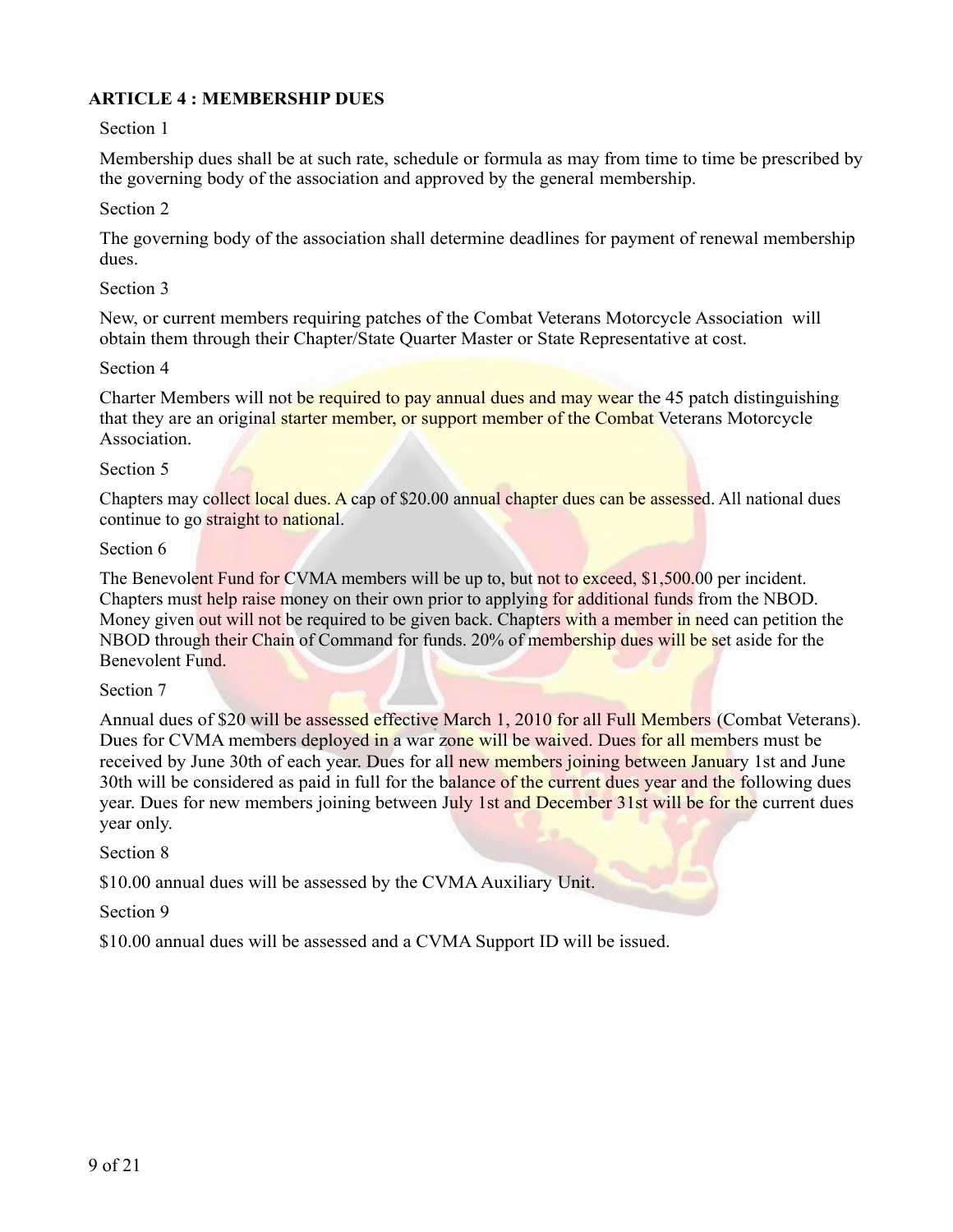**ARTICLE 4 : MEMBERSHIP DUES**

Section 1

Membership dues shall be at such rate, schedule or formula as may from time to time be prescribed by the governing body of the association and approved by the general membership.

Section 2

The governing body of the association shall determine deadlines for payment of renewal membership dues.

Section 3

New, or current members requiring patches of the Combat Veterans Motorcycle Association will obtain them through their Chapter/State Quarter Master or State Representative at cost.

Section 4

Charter Members will not be required to pay annual dues and may wear the 45 patch distinguishing that they are an original starter member, or support member of the Combat Veterans Motorcycle Association.

Section 5

Chapters may collect local dues. A cap of $20.00 annual chapter dues can be assessed. All national dues continue to go straight to national.

Section 6

The Benevolent Fund for CVMA members will be up to, but not to exceed, $1,500.00 per incident. Chapters must help raise money on their own prior to applying for additional funds from the NBOD. Money given out will not be required to be given back. Chapters with a member in need can petition the NBOD through their Chain of Command for funds. 20% of membership dues will be set aside for the Benevolent Fund.

Section 7

Annual dues of $20 will be assessed effective March 1, 2010 for all Full Members (Combat Veterans). Dues for CVMA members deployed in a war zone will be waived. Dues for all members must be received by June 30th of each year. Dues for all new members joining between January 1st and June 30th will be considered as paid in full for the balance of the current dues year and the following dues year. Dues for new members joining between July 1st and December 31st will be for the current dues year only.

Section 8

$10.00 annual dues will be assessed by the CVMA Auxiliary Unit.

Section 9

$10.00 annual dues will be assessed and a CVMA Support ID will be issued.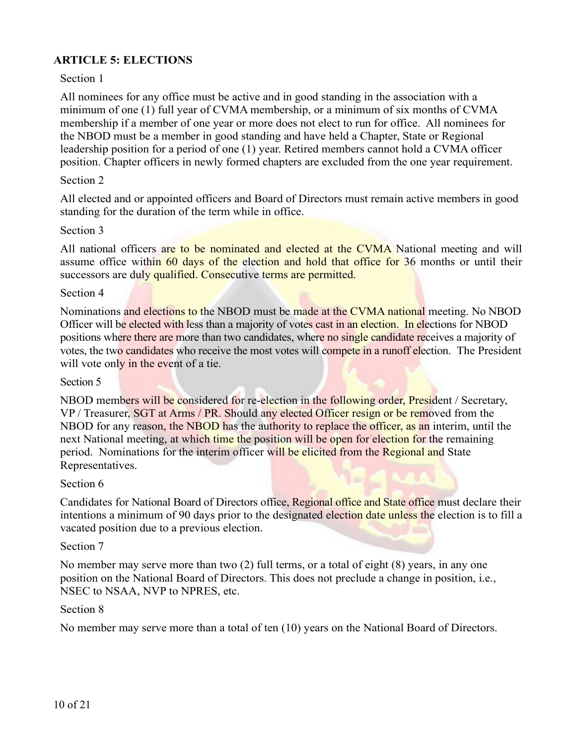## ARTICLE 5: ELECTIONS

Section 1

All nominees for any office must be active and in good standing in the association with a minimum of one (1) full year of CVMA membership, or a minimum of six months of CVMA membership if a member of one year or more does not elect to run for office. All nominees for the NBOD must be a member in good standing and have held a Chapter, State or Regional leadership position for a period of one (1) year. Retired members cannot hold a CVMA officer position. Chapter officers in newly formed chapters are excluded from the one year requirement.

Section 2

All elected and or appointed officers and Board of Directors must remain active members in good standing for the duration of the term while in office.

Section 3

All national officers are to be nominated and elected at the CVMA National meeting and will assume office within 60 days of the election and hold that office for 36 months or until their successors are duly qualified. Consecutive terms are permitted.

Section 4

Nominations and elections to the NBOD must be made at the CVMA national meeting. No NBOD Officer will be elected with less than a majority of votes cast in an election. In elections for NBOD positions where there are more than two candidates, where no single candidate receives a majority of votes, the two candidates who receive the most votes will compete in a runoff election. The President will vote only in the event of a tie.

Section 5

NBOD members will be considered for re-election in the following order, President / Secretary, VP / Treasurer, SGT at Arms / PR. Should any elected Officer resign or be removed from the NBOD for any reason, the NBOD has the authority to replace the officer, as an interim, until the next National meeting, at which time the position will be open for election for the remaining period. Nominations for the interim officer will be elicited from the Regional and State Representatives.

Section 6

Candidates for National Board of Directors office, Regional office and State office must declare their intentions a minimum of 90 days prior to the designated election date unless the election is to fill a vacated position due to a previous election.

Section 7

No member may serve more than two (2) full terms, or a total of eight (8) years, in any one position on the National Board of Directors. This does not preclude a change in position, i.e., NSEC to NSAA, NVP to NPRES, etc.

Section 8

No member may serve more than a total of ten (10) years on the National Board of Directors.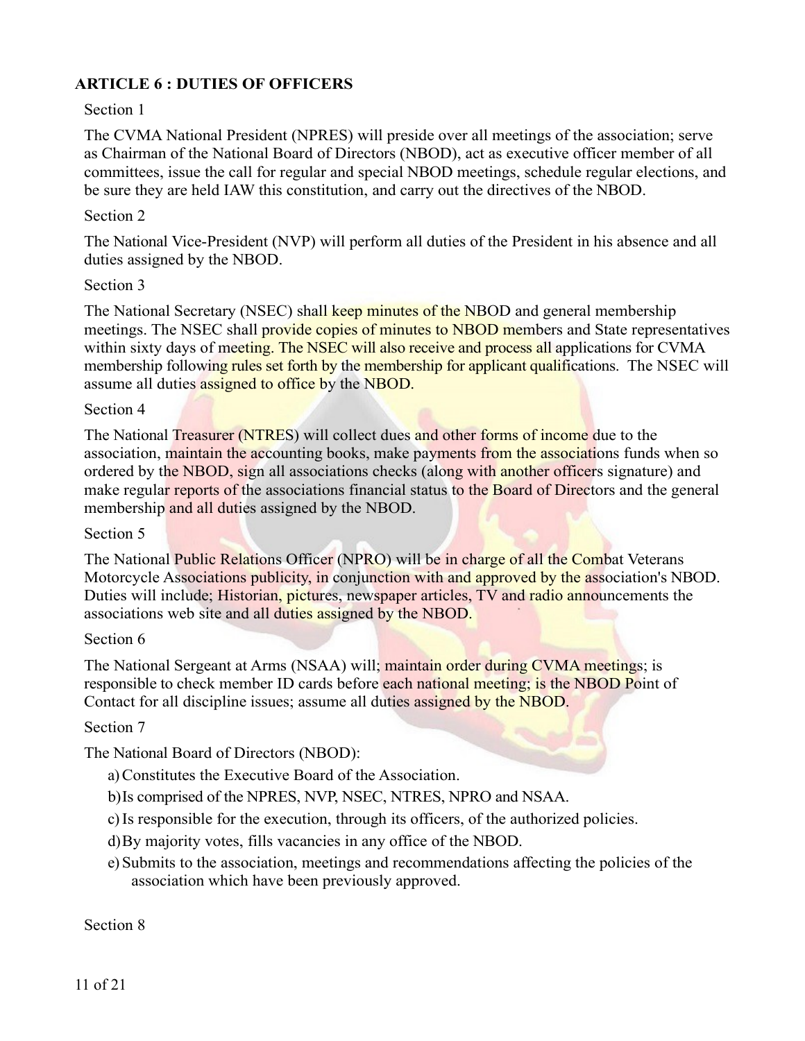## ARTICLE 6 : DUTIES OF OFFICERS

Section 1

The CVMA National President (NPRES) will preside over all meetings of the association; serve as Chairman of the National Board of Directors (NBOD), act as executive officer member of all committees, issue the call for regular and special NBOD meetings, schedule regular elections, and be sure they are held IAW this constitution, and carry out the directives of the NBOD.

Section 2

The National Vice-President (NVP) will perform all duties of the President in his absence and all duties assigned by the NBOD.

Section 3

The National Secretary (NSEC) shall keep minutes of the NBOD and general membership meetings. The NSEC shall provide copies of minutes to NBOD members and State representatives within sixty days of meeting. The NSEC will also receive and process all applications for CVMA membership following rules set forth by the membership for applicant qualifications. The NSEC will assume all duties assigned to office by the NBOD.

Section 4

The National Treasurer (NTRES) will collect dues and other forms of income due to the association, maintain the accounting books, make payments from the associations funds when so ordered by the NBOD, sign all associations checks (along with another officers signature) and make regular reports of the associations financial status to the Board of Directors and the general membership and all duties assigned by the NBOD.

Section 5

The National Public Relations Officer (NPRO) will be in charge of all the Combat Veterans Motorcycle Associations publicity, in conjunction with and approved by the association's NBOD. Duties will include; Historian, pictures, newspaper articles, TV and radio announcements the associations web site and all duties assigned by the NBOD.

Section 6

The National Sergeant at Arms (NSAA) will; maintain order during CVMA meetings; is responsible to check member ID cards before each national meeting; is the NBOD Point of Contact for all discipline issues; assume all duties assigned by the NBOD.

Section 7

The National Board of Directors (NBOD):

a) Constitutes the Executive Board of the Association.
b) Is comprised of the NPRES, NVP, NSEC, NTRES, NPRO and NSAA.
c) Is responsible for the execution, through its officers, of the authorized policies.
d) By majority votes, fills vacancies in any office of the NBOD.
e) Submits to the association, meetings and recommendations affecting the policies of the association which have been previously approved.

Section 8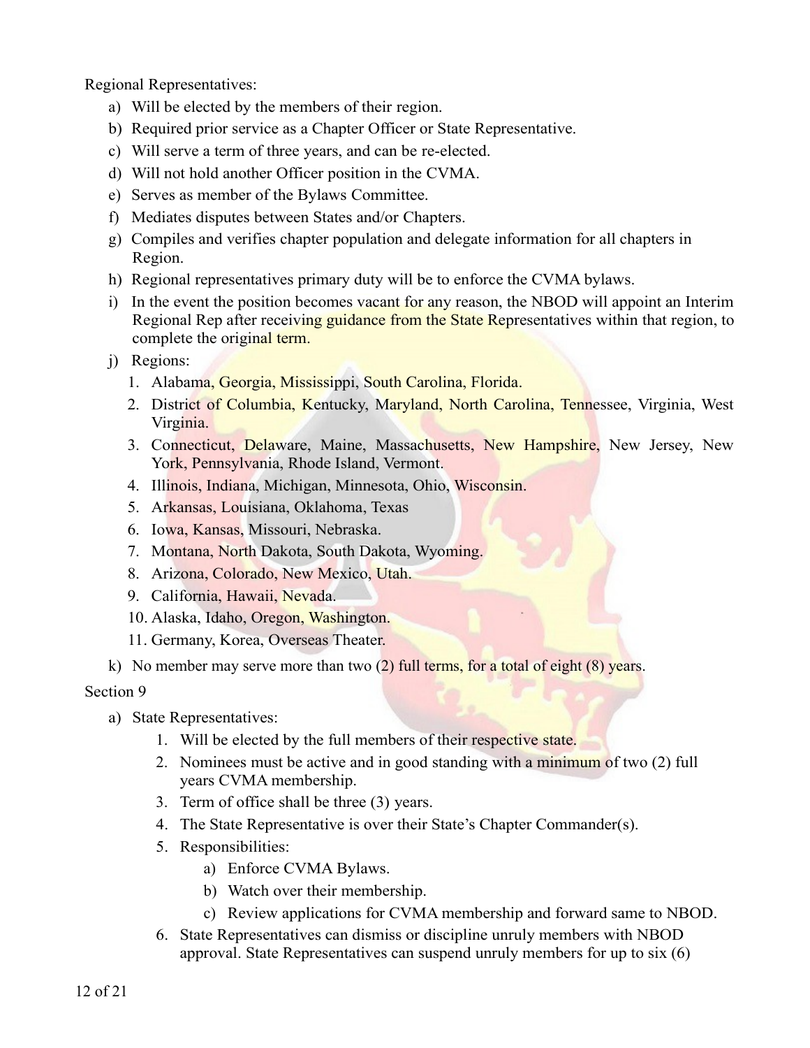Regional Representatives:

a) Will be elected by the members of their region.
b) Required prior service as a Chapter Officer or State Representative.
c) Will serve a term of three years, and can be re-elected.
d) Will not hold another Officer position in the CVMA.
e) Serves as member of the Bylaws Committee.
f) Mediates disputes between States and/or Chapters.
g) Compiles and verifies chapter population and delegate information for all chapters in Region.
h) Regional representatives primary duty will be to enforce the CVMA bylaws.
i) In the event the position becomes vacant for any reason, the NBOD will appoint an Interim Regional Rep after receiving guidance from the State Representatives within that region, to complete the original term.
j) Regions:
   1. Alabama, Georgia, Mississippi, South Carolina, Florida.
   2. District of Columbia, Kentucky, Maryland, North Carolina, Tennessee, Virginia, West Virginia.
   3. Connecticut, Delaware, Maine, Massachusetts, New Hampshire, New Jersey, New York, Pennsylvania, Rhode Island, Vermont.
   4. Illinois, Indiana, Michigan, Minnesota, Ohio, Wisconsin.
   5. Arkansas, Louisiana, Oklahoma, Texas
   6. Iowa, Kansas, Missouri, Nebraska.
   7. Montana, North Dakota, South Dakota, Wyoming.
   8. Arizona, Colorado, New Mexico, Utah.
   9. California, Hawaii, Nevada.
   10. Alaska, Idaho, Oregon, Washington.
   11. Germany, Korea, Overseas Theater.
k) No member may serve more than two (2) full terms, for a total of eight (8) years.

Section 9

a) State Representatives:
   1. Will be elected by the full members of their respective state.
   2. Nominees must be active and in good standing with a minimum of two (2) full years CVMA membership.
   3. Term of office shall be three (3) years.
   4. The State Representative is over their State's Chapter Commander(s).
   5. Responsibilities:
      a) Enforce CVMA Bylaws.
      b) Watch over their membership.
      c) Review applications for CVMA membership and forward same to NBOD.
   6. State Representatives can dismiss or discipline unruly members with NBOD approval. State Representatives can suspend unruly members for up to six (6)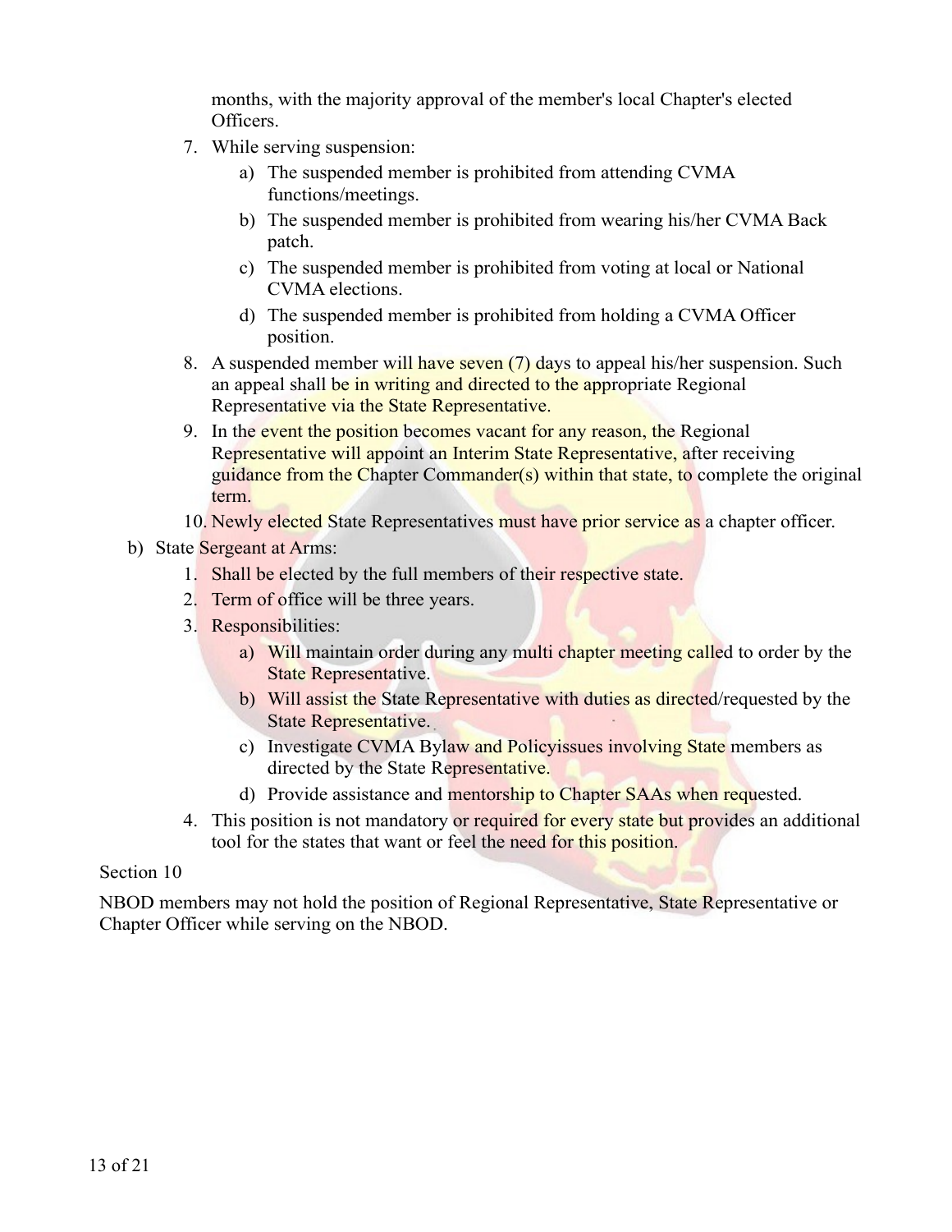months, with the majority approval of the member's local Chapter's elected Officers.

7. While serving suspension:
    a) The suspended member is prohibited from attending CVMA functions/meetings.
    b) The suspended member is prohibited from wearing his/her CVMA Back patch.
    c) The suspended member is prohibited from voting at local or National CVMA elections.
    d) The suspended member is prohibited from holding a CVMA Officer position.
8. A suspended member will have seven (7) days to appeal his/her suspension. Such an appeal shall be in writing and directed to the appropriate Regional Representative via the State Representative.
9. In the event the position becomes vacant for any reason, the Regional Representative will appoint an Interim State Representative, after receiving guidance from the Chapter Commander(s) within that state, to complete the original term.
10. Newly elected State Representatives must have prior service as a chapter officer.

b) State Sergeant at Arms:
    1. Shall be elected by the full members of their respective state.
    2. Term of office will be three years.
    3. Responsibilities:
        a) Will maintain order during any multi chapter meeting called to order by the State Representative.
        b) Will assist the State Representative with duties as directed/requested by the State Representative.
        c) Investigate CVMA Bylaw and Policyissues involving State members as directed by the State Representative.
        d) Provide assistance and mentorship to Chapter SAAs when requested.
    4. This position is not mandatory or required for every state but provides an additional tool for the states that want or feel the need for this position.

Section 10

NBOD members may not hold the position of Regional Representative, State Representative or Chapter Officer while serving on the NBOD.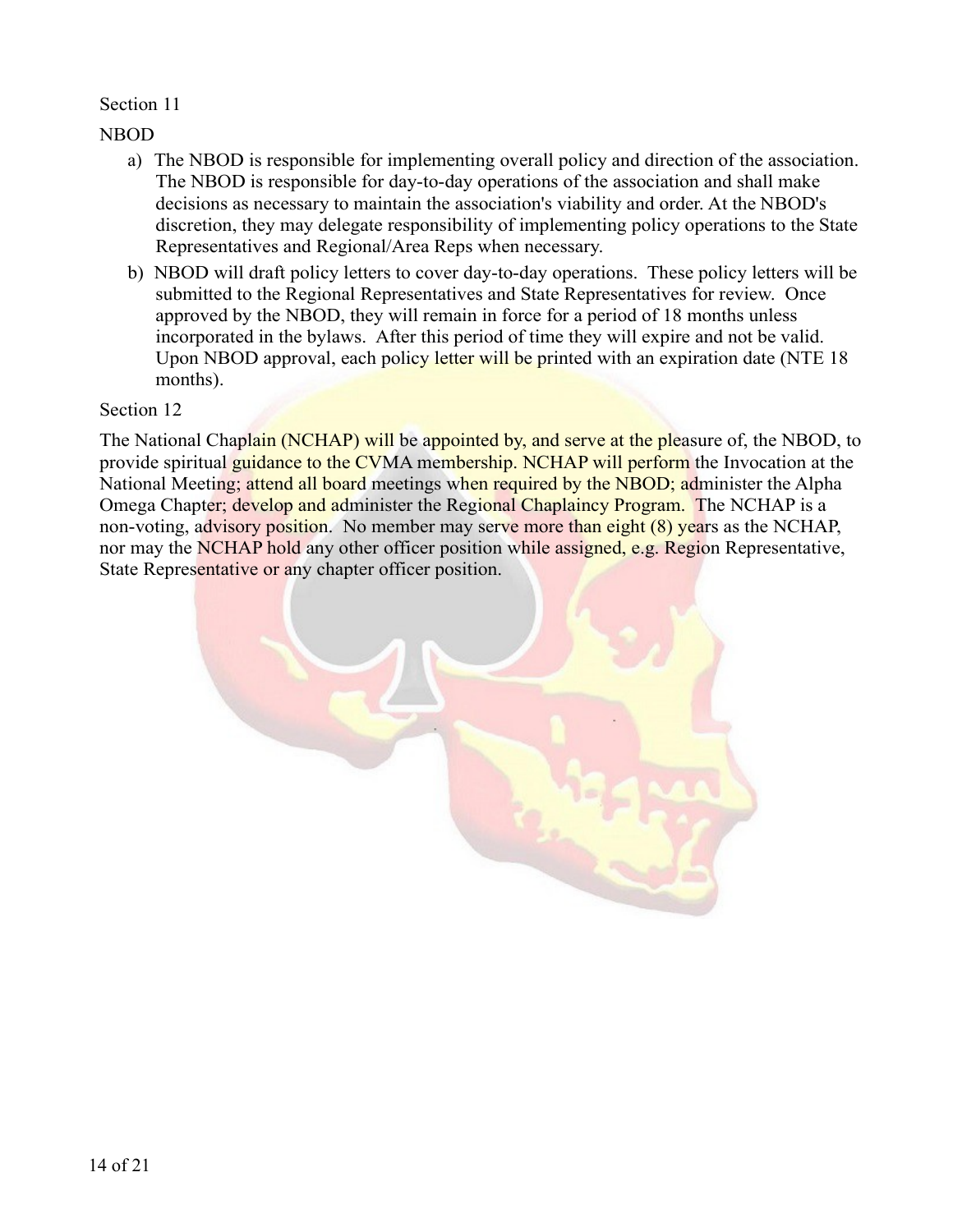Section 11

NBOD

a) The NBOD is responsible for implementing overall policy and direction of the association. The NBOD is responsible for day-to-day operations of the association and shall make decisions as necessary to maintain the association's viability and order. At the NBOD's discretion, they may delegate responsibility of implementing policy operations to the State Representatives and Regional/Area Reps when necessary.

b) NBOD will draft policy letters to cover day-to-day operations. These policy letters will be submitted to the Regional Representatives and State Representatives for review. Once approved by the NBOD, they will remain in force for a period of 18 months unless incorporated in the bylaws. After this period of time they will expire and not be valid. Upon NBOD approval, each policy letter will be printed with an expiration date (NTE 18 months).

Section 12

The National Chaplain (NCHAP) will be appointed by, and serve at the pleasure of, the NBOD, to provide spiritual guidance to the CVMA membership. NCHAP will perform the Invocation at the National Meeting; attend all board meetings when required by the NBOD; administer the Alpha Omega Chapter; develop and administer the Regional Chaplaincy Program. The NCHAP is a non-voting, advisory position. No member may serve more than eight (8) years as the NCHAP, nor may the NCHAP hold any other officer position while assigned, e.g. Region Representative, State Representative or any chapter officer position.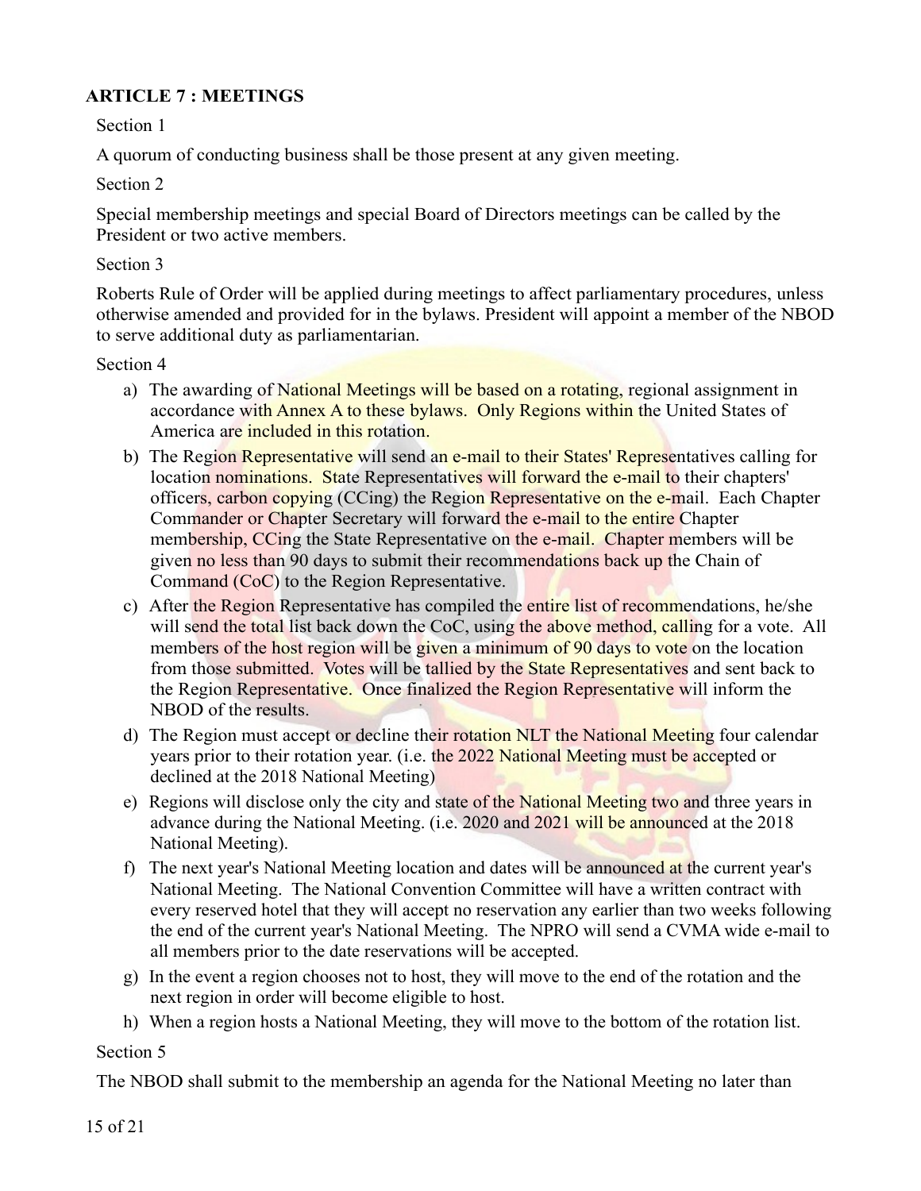## ARTICLE 7 : MEETINGS

Section 1

A quorum of conducting business shall be those present at any given meeting.

Section 2

Special membership meetings and special Board of Directors meetings can be called by the President or two active members.

Section 3

Roberts Rule of Order will be applied during meetings to affect parliamentary procedures, unless otherwise amended and provided for in the bylaws. President will appoint a member of the NBOD to serve additional duty as parliamentarian.

Section 4

a) The awarding of National Meetings will be based on a rotating, regional assignment in accordance with Annex A to these bylaws. Only Regions within the United States of America are included in this rotation.

b) The Region Representative will send an e-mail to their States' Representatives calling for location nominations. State Representatives will forward the e-mail to their chapters' officers, carbon copying (CCing) the Region Representative on the e-mail. Each Chapter Commander or Chapter Secretary will forward the e-mail to the entire Chapter membership, CCing the State Representative on the e-mail. Chapter members will be given no less than 90 days to submit their recommendations back up the Chain of Command (CoC) to the Region Representative.

c) After the Region Representative has compiled the entire list of recommendations, he/she will send the total list back down the CoC, using the above method, calling for a vote. All members of the host region will be given a minimum of 90 days to vote on the location from those submitted. Votes will be tallied by the State Representatives and sent back to the Region Representative. Once finalized the Region Representative will inform the NBOD of the results.

d) The Region must accept or decline their rotation NLT the National Meeting four calendar years prior to their rotation year. (i.e. the 2022 National Meeting must be accepted or declined at the 2018 National Meeting)

e) Regions will disclose only the city and state of the National Meeting two and three years in advance during the National Meeting. (i.e. 2020 and 2021 will be announced at the 2018 National Meeting).

f) The next year's National Meeting location and dates will be announced at the current year's National Meeting. The National Convention Committee will have a written contract with every reserved hotel that they will accept no reservation any earlier than two weeks following the end of the current year's National Meeting. The NPRO will send a CVMA wide e-mail to all members prior to the date reservations will be accepted.

g) In the event a region chooses not to host, they will move to the end of the rotation and the next region in order will become eligible to host.

h) When a region hosts a National Meeting, they will move to the bottom of the rotation list.

Section 5

The NBOD shall submit to the membership an agenda for the National Meeting no later than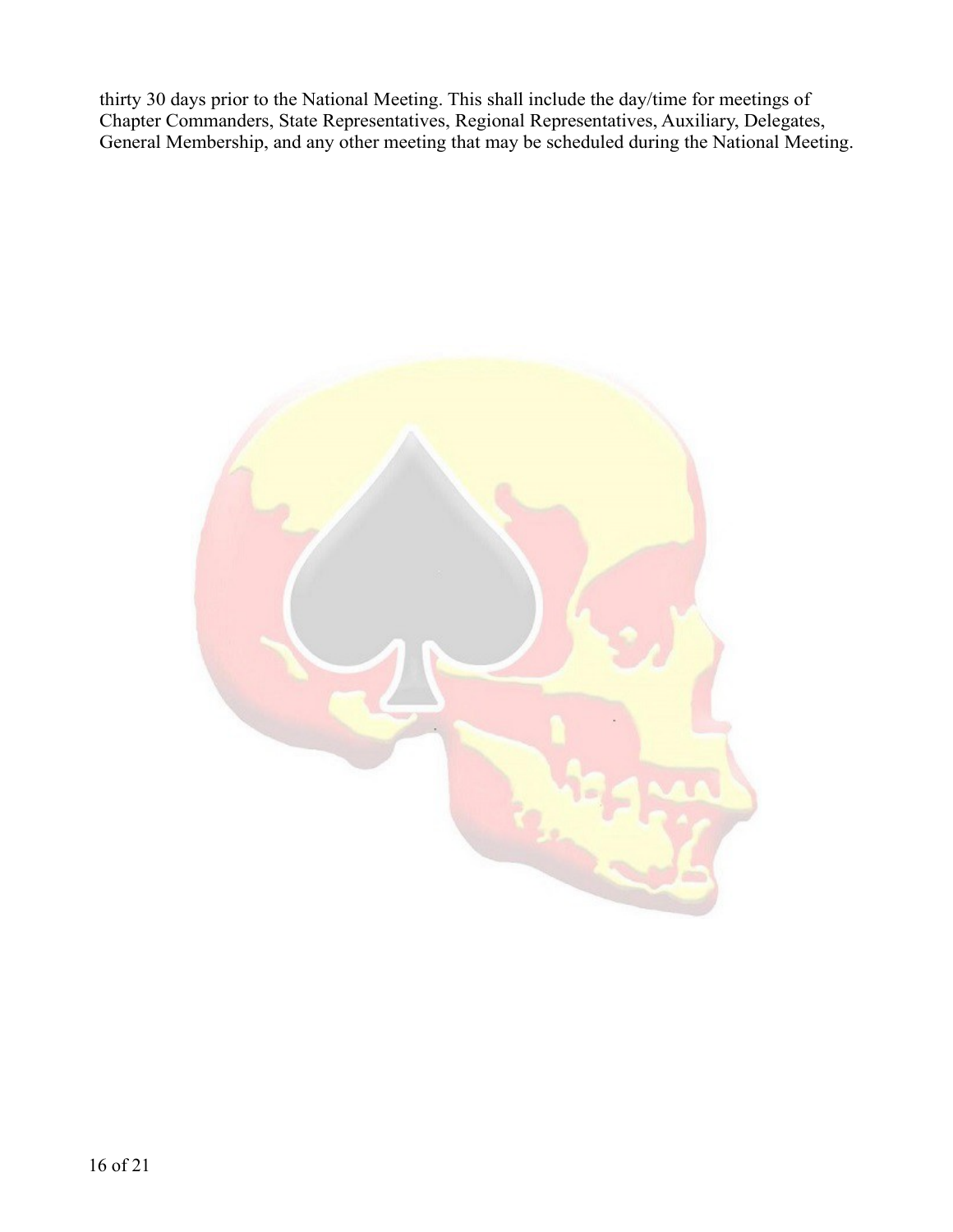thirty 30 days prior to the National Meeting. This shall include the day/time for meetings of Chapter Commanders, State Representatives, Regional Representatives, Auxiliary, Delegates, General Membership, and any other meeting that may be scheduled during the National Meeting.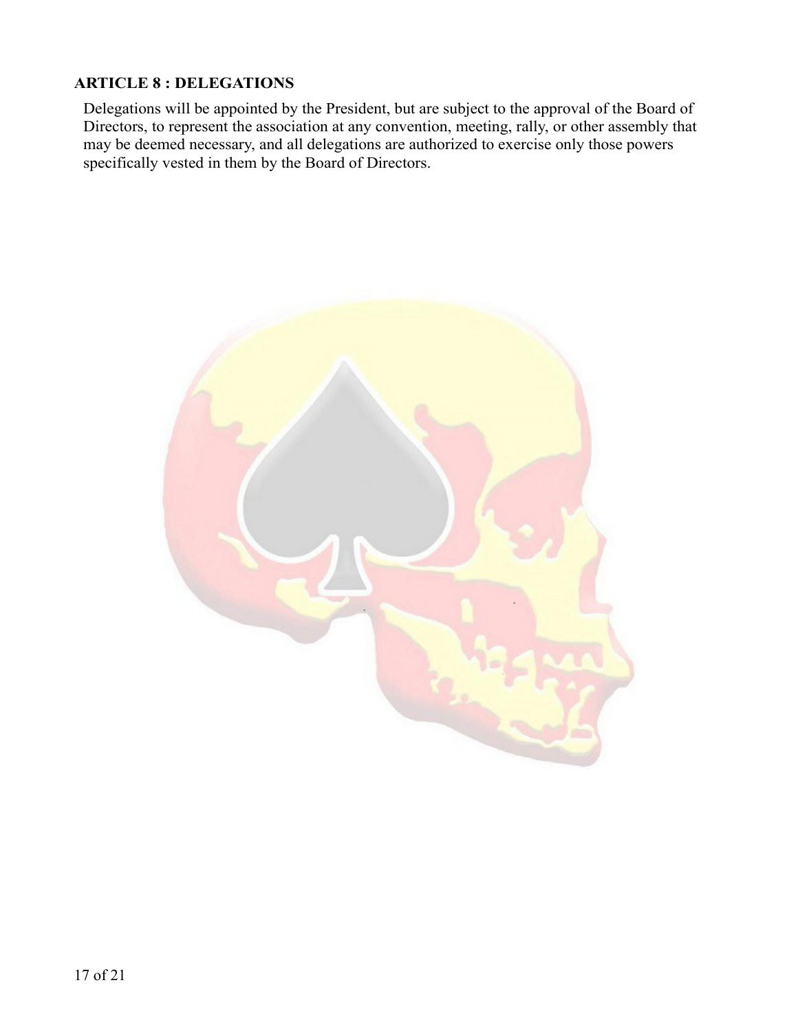## ARTICLE 8 : DELEGATIONS

Delegations will be appointed by the President, but are subject to the approval of the Board of Directors, to represent the association at any convention, meeting, rally, or other assembly that may be deemed necessary, and all delegations are authorized to exercise only those powers specifically vested in them by the Board of Directors.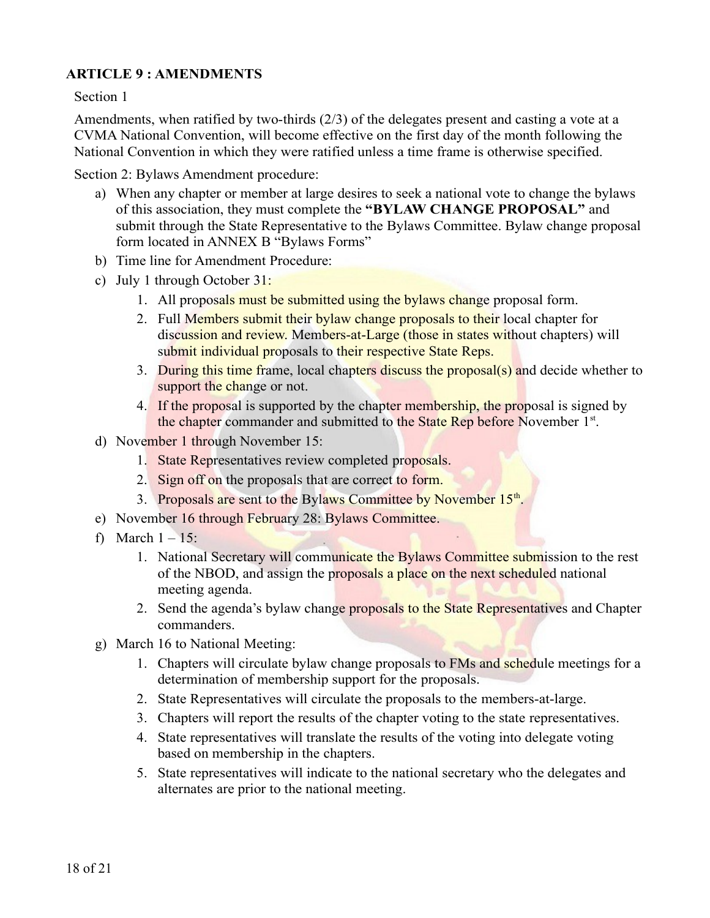**ARTICLE 9 : AMENDMENTS**

Section 1

Amendments, when ratified by two-thirds (2/3) of the delegates present and casting a vote at a CVMA National Convention, will become effective on the first day of the month following the National Convention in which they were ratified unless a time frame is otherwise specified.

Section 2: Bylaws Amendment procedure:

a) When any chapter or member at large desires to seek a national vote to change the bylaws of this association, they must complete the **"BYLAW CHANGE PROPOSAL"** and submit through the State Representative to the Bylaws Committee. Bylaw change proposal form located in ANNEX B "Bylaws Forms"
b) Time line for Amendment Procedure:
c) July 1 through October 31:
   1. All proposals must be submitted using the bylaws change proposal form.
   2. Full Members submit their bylaw change proposals to their local chapter for discussion and review. Members-at-Large (those in states without chapters) will submit individual proposals to their respective State Reps.
   3. During this time frame, local chapters discuss the proposal(s) and decide whether to support the change or not.
   4. If the proposal is supported by the chapter membership, the proposal is signed by the chapter commander and submitted to the State Rep before November 1st.
d) November 1 through November 15:
   1. State Representatives review completed proposals.
   2. Sign off on the proposals that are correct to form.
   3. Proposals are sent to the Bylaws Committee by November 15th.
e) November 16 through February 28: Bylaws Committee.
f) March 1 – 15:
   1. National Secretary will communicate the Bylaws Committee submission to the rest of the NBOD, and assign the proposals a place on the next scheduled national meeting agenda.
   2. Send the agenda's bylaw change proposals to the State Representatives and Chapter commanders.
g) March 16 to National Meeting:
   1. Chapters will circulate bylaw change proposals to FMs and schedule meetings for a determination of membership support for the proposals.
   2. State Representatives will circulate the proposals to the members-at-large.
   3. Chapters will report the results of the chapter voting to the state representatives.
   4. State representatives will translate the results of the voting into delegate voting based on membership in the chapters.
   5. State representatives will indicate to the national secretary who the delegates and alternates are prior to the national meeting.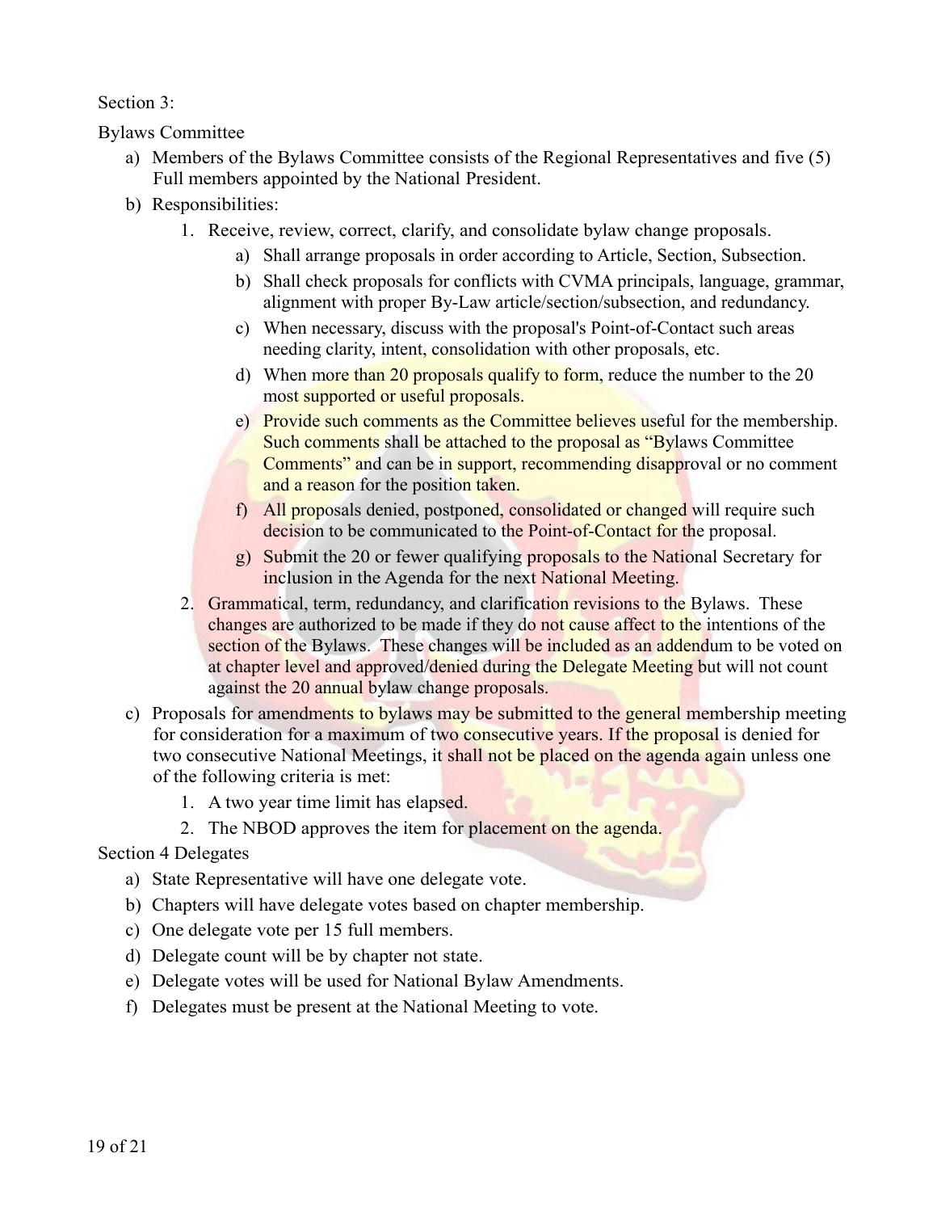Section 3:

Bylaws Committee

a) Members of the Bylaws Committee consists of the Regional Representatives and five (5) Full members appointed by the National President.
b) Responsibilities:
    1. Receive, review, correct, clarify, and consolidate bylaw change proposals.
        a) Shall arrange proposals in order according to Article, Section, Subsection.
        b) Shall check proposals for conflicts with CVMA principals, language, grammar, alignment with proper By-Law article/section/subsection, and redundancy.
        c) When necessary, discuss with the proposal's Point-of-Contact such areas needing clarity, intent, consolidation with other proposals, etc.
        d) When more than 20 proposals qualify to form, reduce the number to the 20 most supported or useful proposals.
        e) Provide such comments as the Committee believes useful for the membership. Such comments shall be attached to the proposal as "Bylaws Committee Comments" and can be in support, recommending disapproval or no comment and a reason for the position taken.
        f) All proposals denied, postponed, consolidated or changed will require such decision to be communicated to the Point-of-Contact for the proposal.
        g) Submit the 20 or fewer qualifying proposals to the National Secretary for inclusion in the Agenda for the next National Meeting.
    2. Grammatical, term, redundancy, and clarification revisions to the Bylaws. These changes are authorized to be made if they do not cause affect to the intentions of the section of the Bylaws. These changes will be included as an addendum to be voted on at chapter level and approved/denied during the Delegate Meeting but will not count against the 20 annual bylaw change proposals.
c) Proposals for amendments to bylaws may be submitted to the general membership meeting for consideration for a maximum of two consecutive years. If the proposal is denied for two consecutive National Meetings, it shall not be placed on the agenda again unless one of the following criteria is met:
    1. A two year time limit has elapsed.
    2. The NBOD approves the item for placement on the agenda.

Section 4 Delegates

a) State Representative will have one delegate vote.
b) Chapters will have delegate votes based on chapter membership.
c) One delegate vote per 15 full members.
d) Delegate count will be by chapter not state.
e) Delegate votes will be used for National Bylaw Amendments.
f) Delegates must be present at the National Meeting to vote.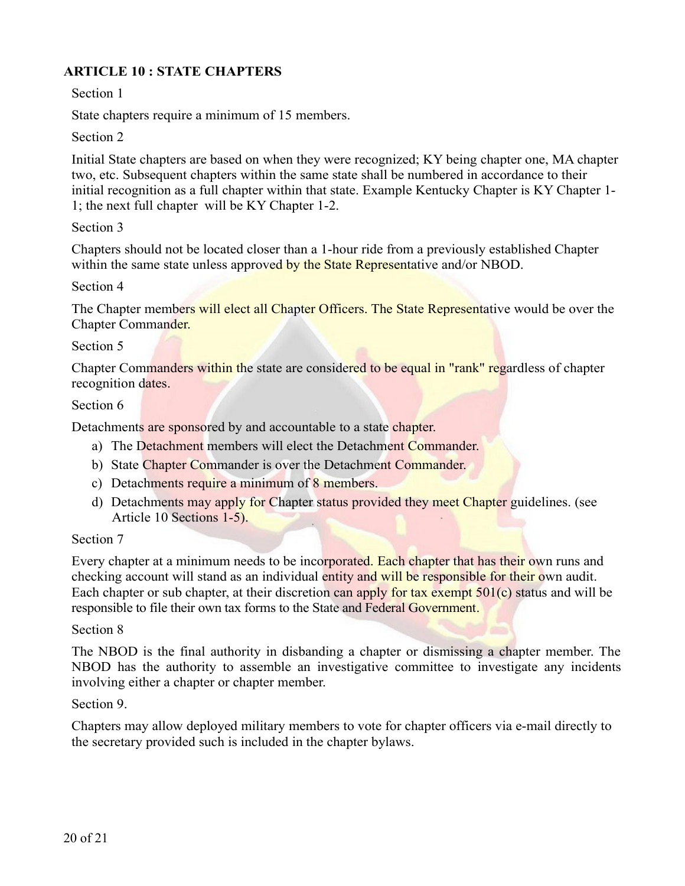## ARTICLE 10 : STATE CHAPTERS

Section 1

State chapters require a minimum of 15 members.

Section 2

Initial State chapters are based on when they were recognized; KY being chapter one, MA chapter two, etc. Subsequent chapters within the same state shall be numbered in accordance to their initial recognition as a full chapter within that state. Example Kentucky Chapter is KY Chapter 1-1; the next full chapter will be KY Chapter 1-2.

Section 3

Chapters should not be located closer than a 1-hour ride from a previously established Chapter within the same state unless approved by the State Representative and/or NBOD.

Section 4

The Chapter members will elect all Chapter Officers. The State Representative would be over the Chapter Commander.

Section 5

Chapter Commanders within the state are considered to be equal in "rank" regardless of chapter recognition dates.

Section 6

Detachments are sponsored by and accountable to a state chapter.

a) The Detachment members will elect the Detachment Commander.
b) State Chapter Commander is over the Detachment Commander.
c) Detachments require a minimum of 8 members.
d) Detachments may apply for Chapter status provided they meet Chapter guidelines. (see Article 10 Sections 1-5).

Section 7

Every chapter at a minimum needs to be incorporated. Each chapter that has their own runs and checking account will stand as an individual entity and will be responsible for their own audit. Each chapter or sub chapter, at their discretion can apply for tax exempt 501(c) status and will be responsible to file their own tax forms to the State and Federal Government.

Section 8

The NBOD is the final authority in disbanding a chapter or dismissing a chapter member. The NBOD has the authority to assemble an investigative committee to investigate any incidents involving either a chapter or chapter member.

Section 9.

Chapters may allow deployed military members to vote for chapter officers via e-mail directly to the secretary provided such is included in the chapter bylaws.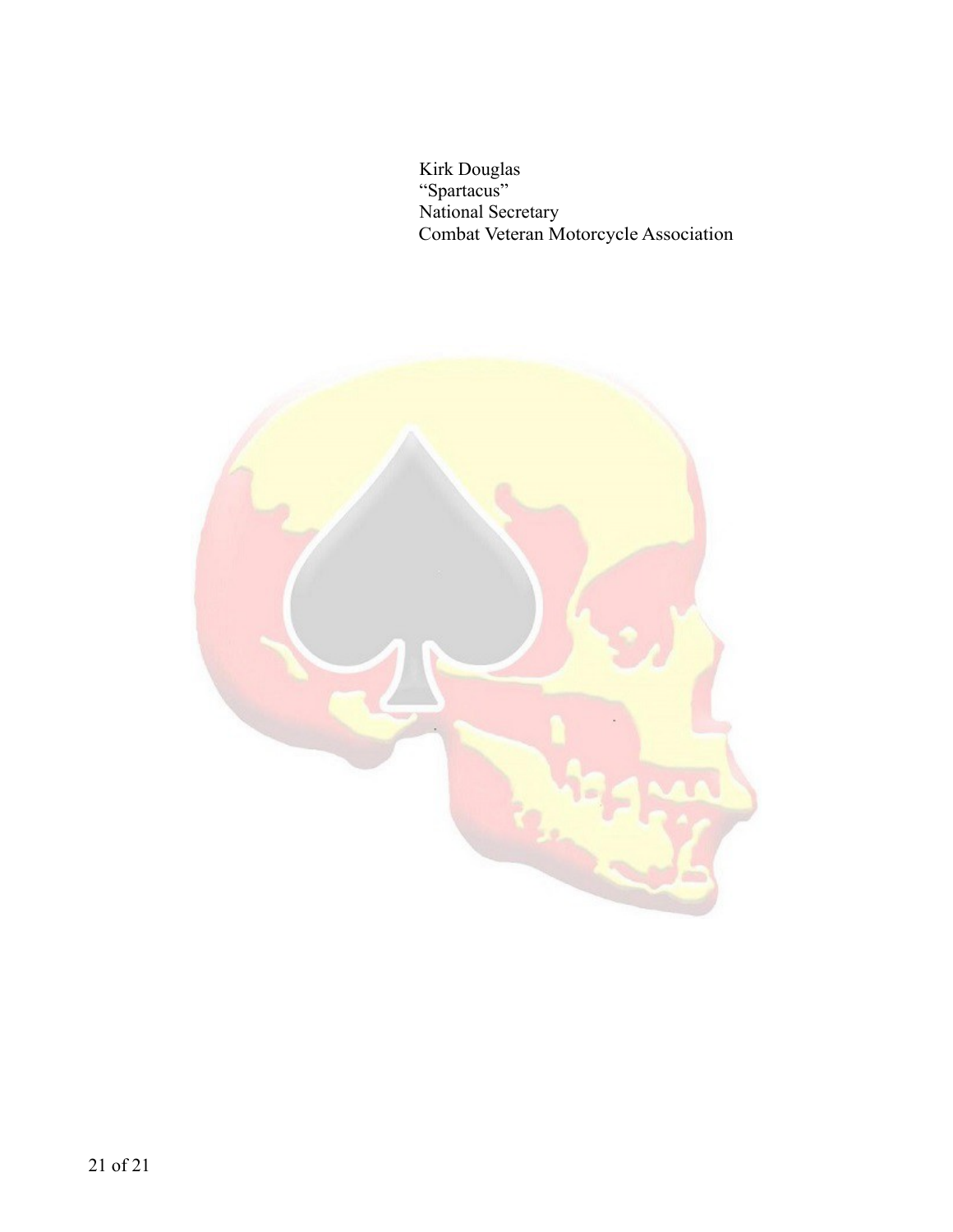Kirk Douglas
"Spartacus"
National Secretary
Combat Veteran Motorcycle Association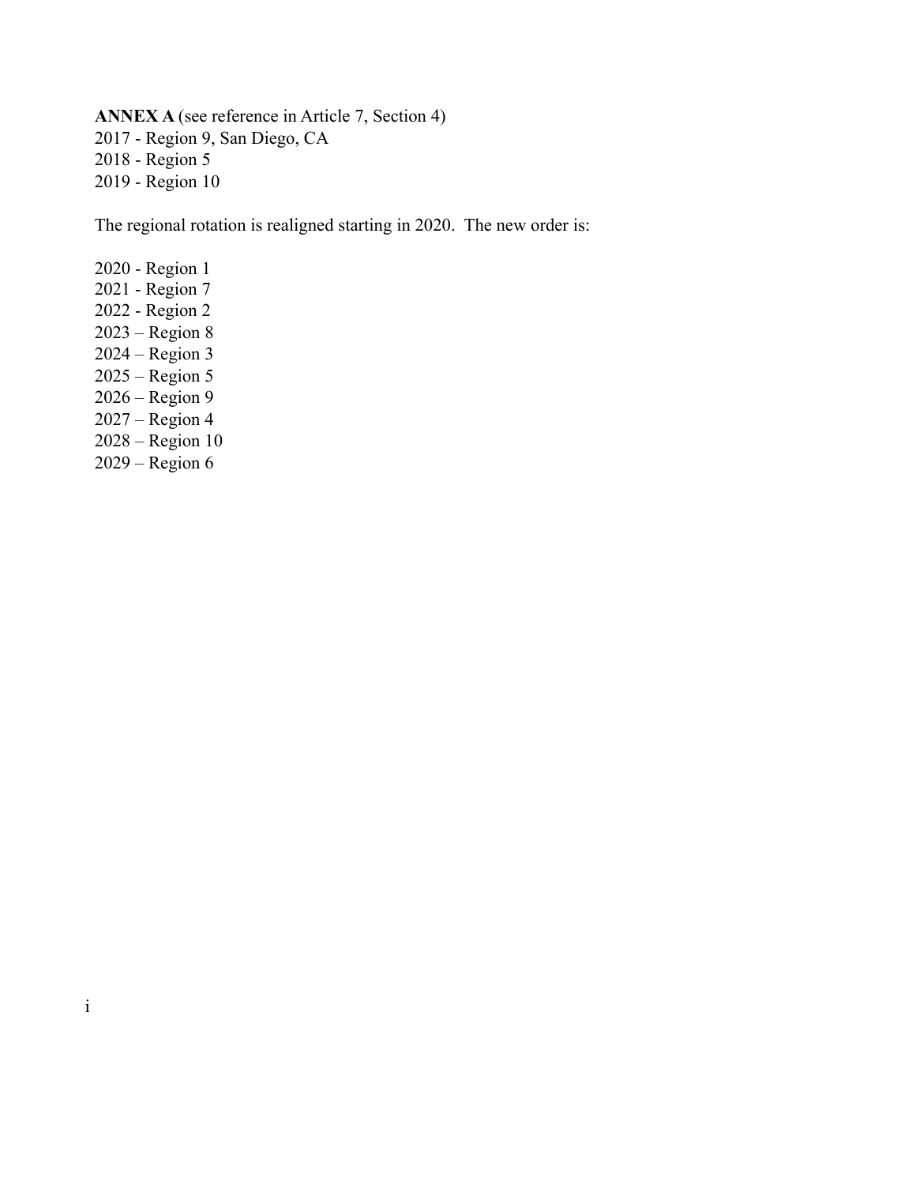**ANNEX A** (see reference in Article 7, Section 4)

2017 - Region 9, San Diego, CA
2018 - Region 5
2019 - Region 10

The regional rotation is realigned starting in 2020. The new order is:

2020 - Region 1
2021 - Region 7
2022 - Region 2
2023 – Region 8
2024 – Region 3
2025 – Region 5
2026 – Region 9
2027 – Region 4
2028 – Region 10
2029 – Region 6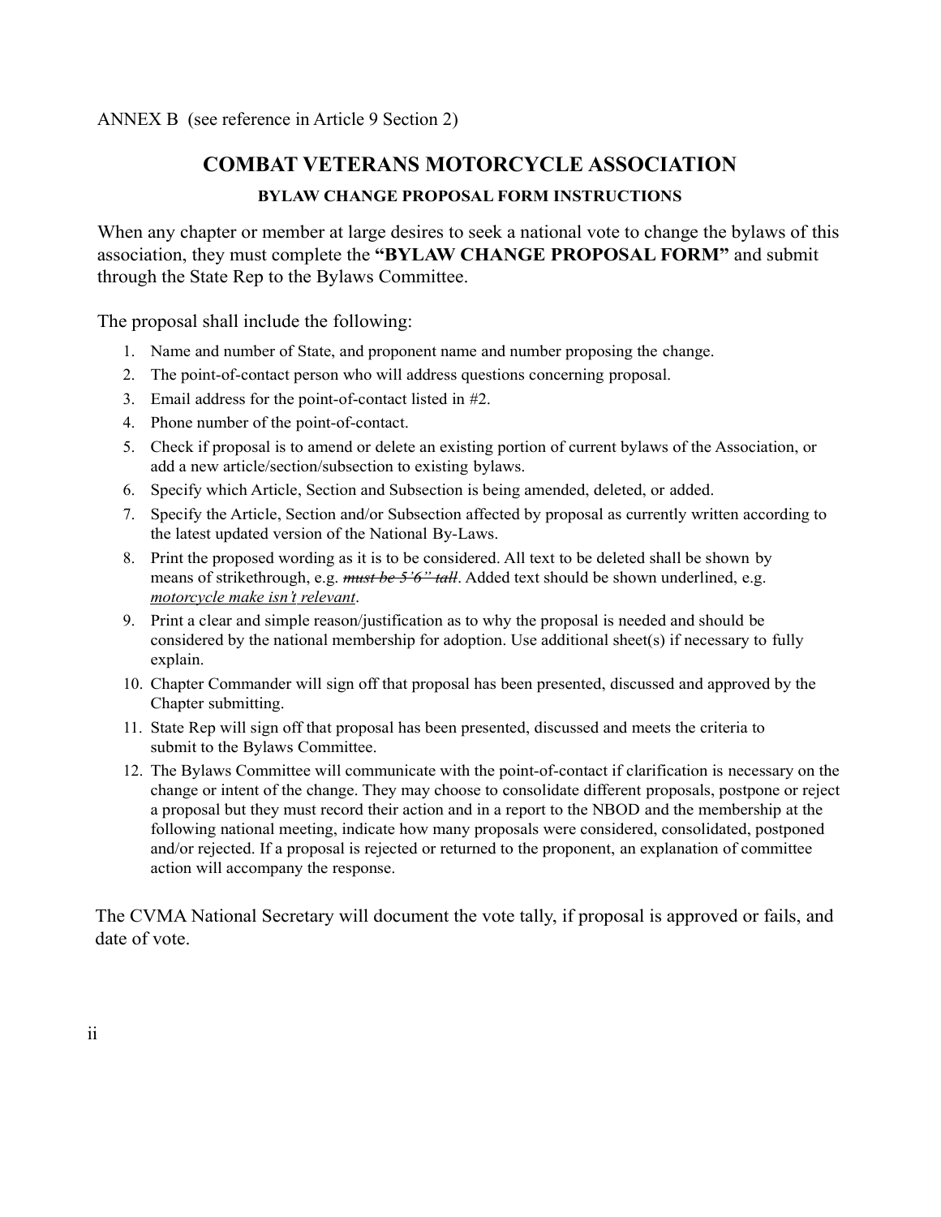ANNEX B (see reference in Article 9 Section 2)

## COMBAT VETERANS MOTORCYCLE ASSOCIATION

### BYLAW CHANGE PROPOSAL FORM INSTRUCTIONS

When any chapter or member at large desires to seek a national vote to change the bylaws of this association, they must complete the **"BYLAW CHANGE PROPOSAL FORM"** and submit through the State Rep to the Bylaws Committee.

The proposal shall include the following:

1. Name and number of State, and proponent name and number proposing the change.
2. The point-of-contact person who will address questions concerning proposal.
3. Email address for the point-of-contact listed in #2.
4. Phone number of the point-of-contact.
5. Check if proposal is to amend or delete an existing portion of current bylaws of the Association, or add a new article/section/subsection to existing bylaws.
6. Specify which Article, Section and Subsection is being amended, deleted, or added.
7. Specify the Article, Section and/or Subsection affected by proposal as currently written according to the latest updated version of the National By-Laws.
8. Print the proposed wording as it is to be considered. All text to be deleted shall be shown by means of strikethrough, e.g. ~~*must be 5'6" tall*~~. Added text should be shown underlined, e.g. <u>*motorcycle make isn't relevant*</u>.
9. Print a clear and simple reason/justification as to why the proposal is needed and should be considered by the national membership for adoption. Use additional sheet(s) if necessary to fully explain.
10. Chapter Commander will sign off that proposal has been presented, discussed and approved by the Chapter submitting.
11. State Rep will sign off that proposal has been presented, discussed and meets the criteria to submit to the Bylaws Committee.
12. The Bylaws Committee will communicate with the point-of-contact if clarification is necessary on the change or intent of the change. They may choose to consolidate different proposals, postpone or reject a proposal but they must record their action and in a report to the NBOD and the membership at the following national meeting, indicate how many proposals were considered, consolidated, postponed and/or rejected. If a proposal is rejected or returned to the proponent, an explanation of committee action will accompany the response.

The CVMA National Secretary will document the vote tally, if proposal is approved or fails, and date of vote.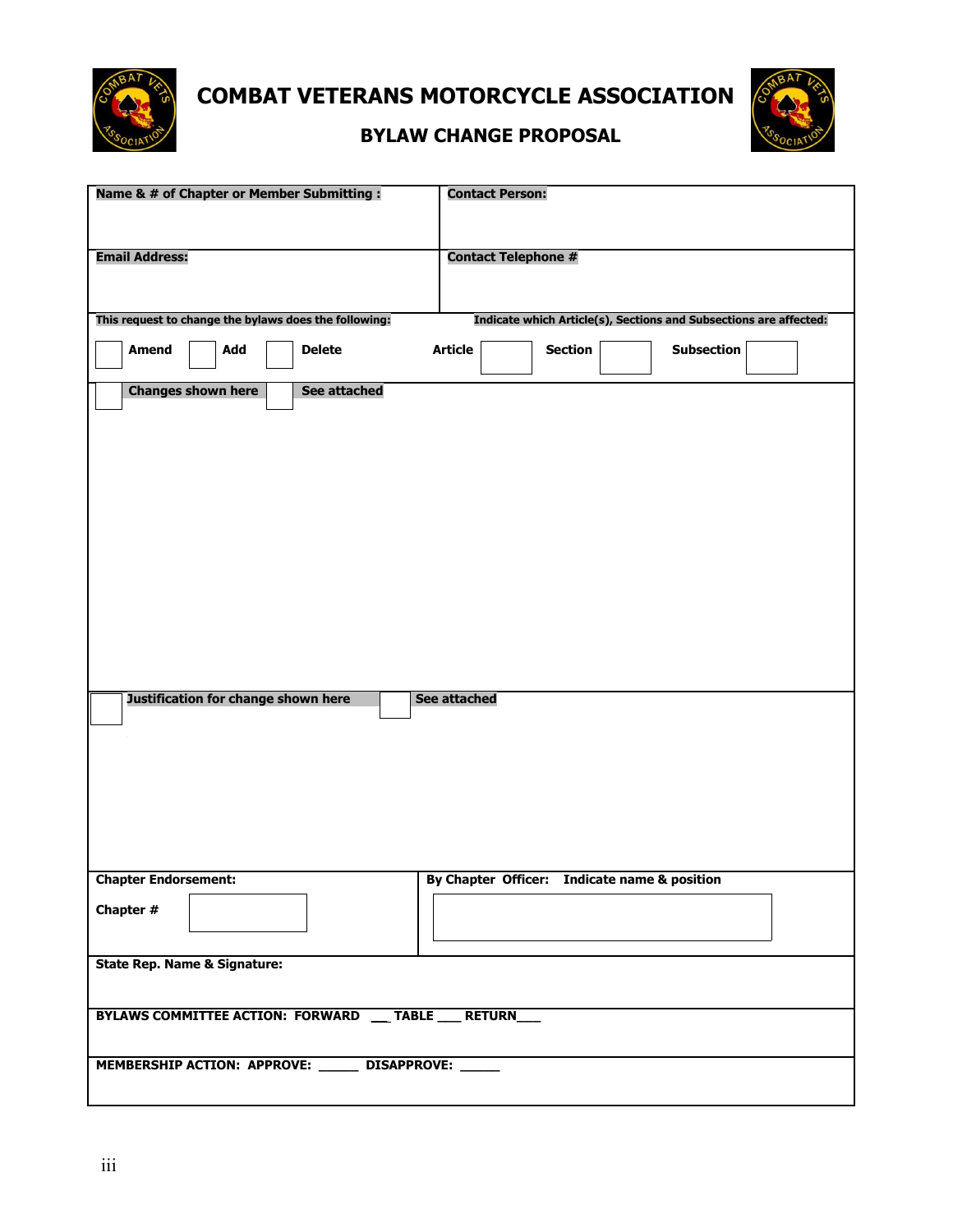# COMBAT VETERANS MOTORCYCLE ASSOCIATION

## BYLAW CHANGE PROPOSAL

| **Name & # of Chapter or Member Submitting :** | **Contact Person:** |
|---|---|
| **Email Address:** | **Contact Telephone #** |

**This request to change the bylaws does the following:**

☐ **Amend** ☐ **Add** ☐ **Delete**

**Indicate which Article(s), Sections and Subsections are affected:**

**Article** ☐ **Section** ☐ **Subsection** ☐

☐ **Changes shown here** ☐ **See attached**

☐ **Justification for change shown here** ☐ **See attached**

| **Chapter Endorsement:** | **By Chapter Officer: Indicate name & position** |
|---|---|
| **Chapter #** | |

**State Rep. Name & Signature:**

**BYLAWS COMMITTEE ACTION: FORWARD \_\_ TABLE \_\_\_ RETURN\_\_\_**

**MEMBERSHIP ACTION: APPROVE: \_\_\_\_\_ DISAPPROVE: \_\_\_\_\_**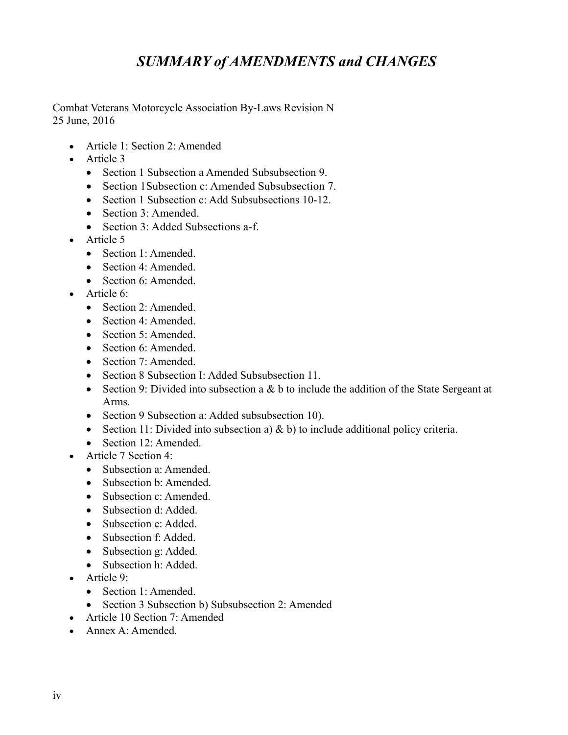# *SUMMARY of AMENDMENTS and CHANGES*

Combat Veterans Motorcycle Association By-Laws Revision N
25 June, 2016

- Article 1: Section 2: Amended
- Article 3
  - Section 1 Subsection a Amended Subsubsection 9.
  - Section 1Subsection c: Amended Subsubsection 7.
  - Section 1 Subsection c: Add Subsubsections 10-12.
  - Section 3: Amended.
  - Section 3: Added Subsections a-f.
- Article 5
  - Section 1: Amended.
  - Section 4: Amended.
  - Section 6: Amended.
- Article 6:
  - Section 2: Amended.
  - Section 4: Amended.
  - Section 5: Amended.
  - Section 6: Amended.
  - Section 7: Amended.
  - Section 8 Subsection I: Added Subsubsection 11.
  - Section 9: Divided into subsection a & b to include the addition of the State Sergeant at Arms.
  - Section 9 Subsection a: Added subsubsection 10).
  - Section 11: Divided into subsection a) & b) to include additional policy criteria.
  - Section 12: Amended.
- Article 7 Section 4:
  - Subsection a: Amended.
  - Subsection b: Amended.
  - Subsection c: Amended.
  - Subsection d: Added.
  - Subsection e: Added.
  - Subsection f: Added.
  - Subsection g: Added.
  - Subsection h: Added.
- Article 9:
  - Section 1: Amended.
  - Section 3 Subsection b) Subsubsection 2: Amended
- Article 10 Section 7: Amended
- Annex A: Amended.